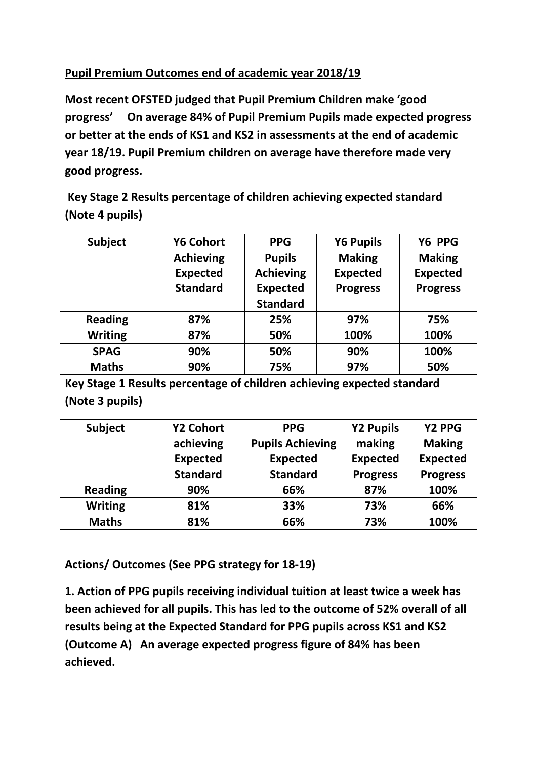## Pupil Premium Outcomes end of academic year 2018/19

**Most recent OFSTED judged that Pupil Premium Children make 'good progress' On average 84% of Pupil Premium Pupils made expected progress or better at the ends of KS1 and KS2 in assessments at the end of academic year 18/19. Pupil Premium children on average have therefore made very good progress.**

**Key Stage 2 Results percentage of children achieving expected standard (Note 4 pupils)**

| Subject | Y6 Cohort Achieving Expected Standard | PPG Pupils Achieving Expected Standard | Y6 Pupils Making Expected Progress | Y6 PPG Making Expected Progress |
|---|---|---|---|---|
| Reading | 87% | 25% | 97% | 75% |
| Writing | 87% | 50% | 100% | 100% |
| SPAG | 90% | 50% | 90% | 100% |
| Maths | 90% | 75% | 97% | 50% |

**Key Stage 1 Results percentage of children achieving expected standard (Note 3 pupils)**

| Subject | Y2 Cohort achieving Expected Standard | PPG Pupils Achieving Expected Standard | Y2 Pupils making Expected Progress | Y2 PPG Making Expected Progress |
|---|---|---|---|---|
| Reading | 90% | 66% | 87% | 100% |
| Writing | 81% | 33% | 73% | 66% |
| Maths | 81% | 66% | 73% | 100% |

**Actions/ Outcomes (See PPG strategy for 18-19)**

**1. Action of PPG pupils receiving individual tuition at least twice a week has been achieved for all pupils. This has led to the outcome of 52% overall of all results being at the Expected Standard for PPG pupils across KS1 and KS2 (Outcome A) An average expected progress figure of 84% has been achieved.**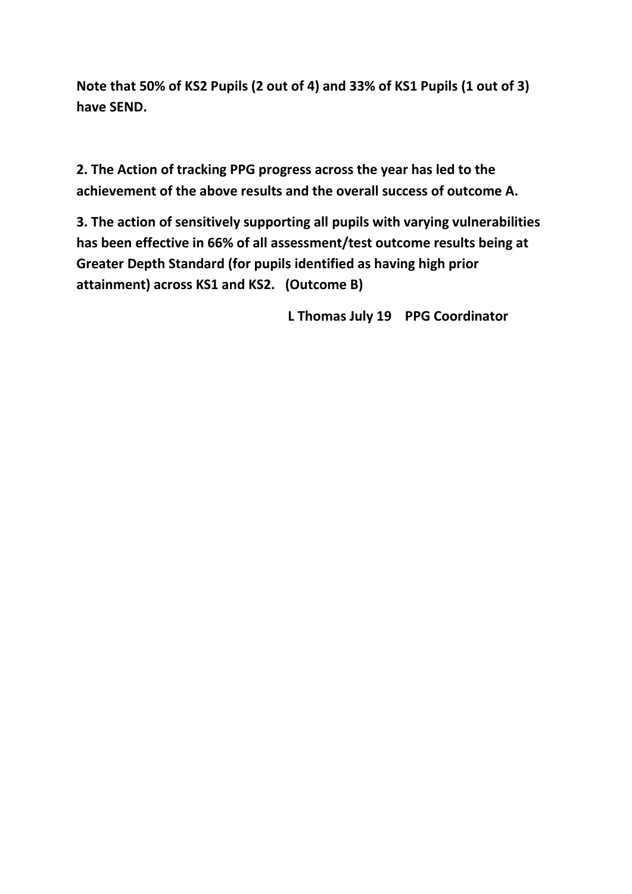**Note that 50% of KS2 Pupils (2 out of 4) and 33% of KS1 Pupils (1 out of 3) have SEND.**

**2. The Action of tracking PPG progress across the year has led to the achievement of the above results and the overall success of outcome A.**

**3. The action of sensitively supporting all pupils with varying vulnerabilities has been effective in 66% of all assessment/test outcome results being at Greater Depth Standard (for pupils identified as having high prior attainment) across KS1 and KS2. (Outcome B)**

**L Thomas July 19 PPG Coordinator**